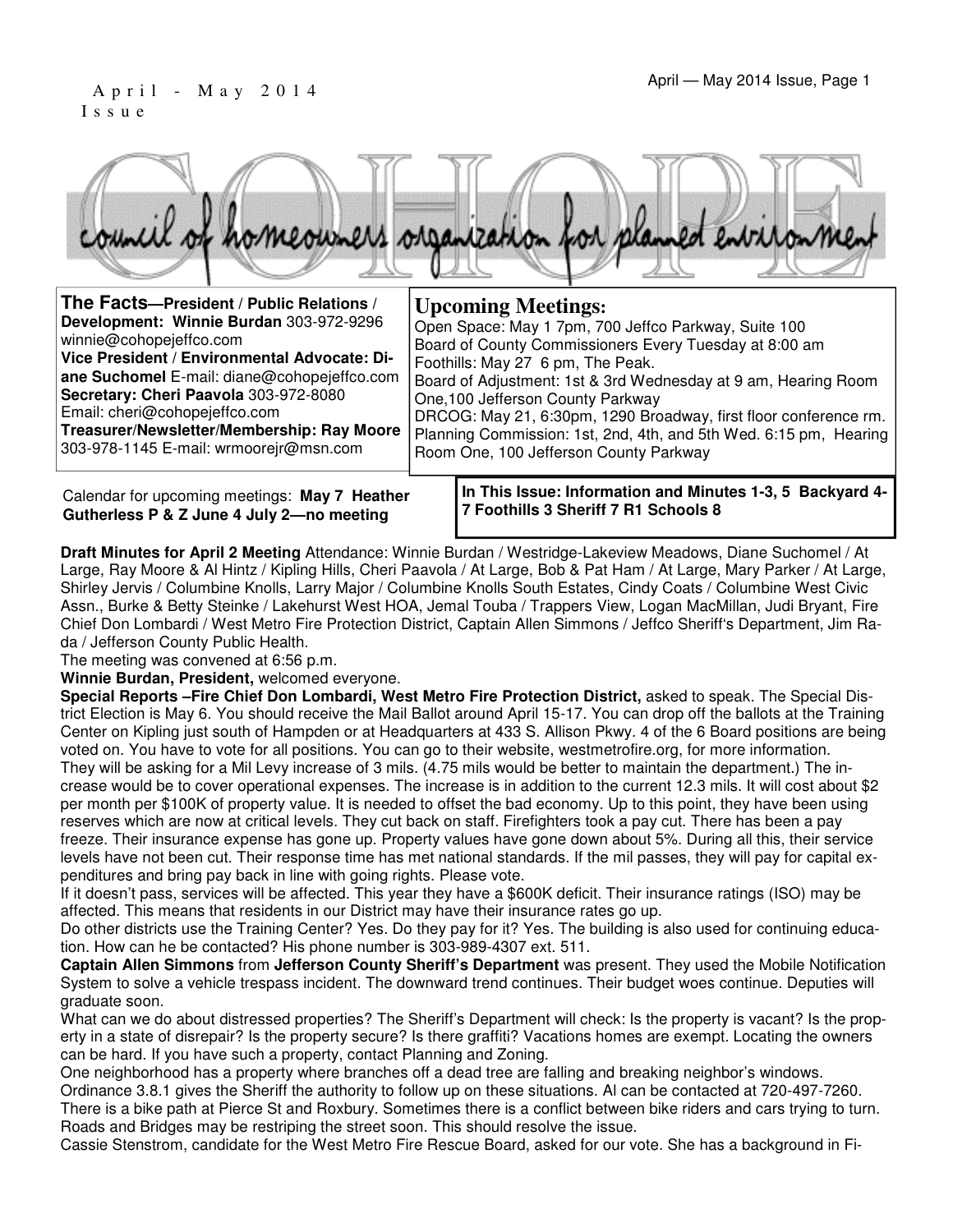April - May 2014 Issue

# COHOPE

council of homeowners organization for planned environment

**The Facts—President / Public Relations / Development: Winnie Burdan** 303-972-9296 winnie@cohopejeffco.com
**Vice President / Environmental Advocate: Diane Suchomel** E-mail: diane@cohopejeffco.com
**Secretary: Cheri Paavola** 303-972-8080 Email: cheri@cohopejeffco.com
**Treasurer/Newsletter/Membership: Ray Moore** 303-978-1145 E-mail: wrmoorejr@msn.com

## Upcoming Meetings:

Open Space: May 1 7pm, 700 Jeffco Parkway, Suite 100
Board of County Commissioners Every Tuesday at 8:00 am
Foothills: May 27 6 pm, The Peak.
Board of Adjustment: 1st & 3rd Wednesday at 9 am, Hearing Room One,100 Jefferson County Parkway
DRCOG: May 21, 6:30pm, 1290 Broadway, first floor conference rm.
Planning Commission: 1st, 2nd, 4th, and 5th Wed. 6:15 pm, Hearing Room One, 100 Jefferson County Parkway

Calendar for upcoming meetings: **May 7 Heather Gutherless P & Z June 4 July 2—no meeting**

**In This Issue: Information and Minutes 1-3, 5 Backyard 4-7 Foothills 3 Sheriff 7 R1 Schools 8**

**Draft Minutes for April 2 Meeting** Attendance: Winnie Burdan / Westridge-Lakeview Meadows, Diane Suchomel / At Large, Ray Moore & Al Hintz / Kipling Hills, Cheri Paavola / At Large, Bob & Pat Ham / At Large, Mary Parker / At Large, Shirley Jervis / Columbine Knolls, Larry Major / Columbine Knolls South Estates, Cindy Coats / Columbine West Civic Assn., Burke & Betty Steinke / Lakehurst West HOA, Jemal Touba / Trappers View, Logan MacMillan, Judi Bryant, Fire Chief Don Lombardi / West Metro Fire Protection District, Captain Allen Simmons / Jeffco Sheriff's Department, Jim Rada / Jefferson County Public Health.

The meeting was convened at 6:56 p.m.

**Winnie Burdan, President,** welcomed everyone.

**Special Reports –Fire Chief Don Lombardi, West Metro Fire Protection District,** asked to speak. The Special District Election is May 6. You should receive the Mail Ballot around April 15-17. You can drop off the ballots at the Training Center on Kipling just south of Hampden or at Headquarters at 433 S. Allison Pkwy. 4 of the 6 Board positions are being voted on. You have to vote for all positions. You can go to their website, westmetrofire.org, for more information.

They will be asking for a Mil Levy increase of 3 mils. (4.75 mils would be better to maintain the department.) The increase would be to cover operational expenses. The increase is in addition to the current 12.3 mils. It will cost about $2 per month per $100K of property value. It is needed to offset the bad economy. Up to this point, they have been using reserves which are now at critical levels. They cut back on staff. Firefighters took a pay cut. There has been a pay freeze. Their insurance expense has gone up. Property values have gone down about 5%. During all this, their service levels have not been cut. Their response time has met national standards. If the mil passes, they will pay for capital expenditures and bring pay back in line with going rights. Please vote.

If it doesn't pass, services will be affected. This year they have a $600K deficit. Their insurance ratings (ISO) may be affected. This means that residents in our District may have their insurance rates go up.

Do other districts use the Training Center? Yes. Do they pay for it? Yes. The building is also used for continuing education. How can he be contacted? His phone number is 303-989-4307 ext. 511.

**Captain Allen Simmons** from **Jefferson County Sheriff's Department** was present. They used the Mobile Notification System to solve a vehicle trespass incident. The downward trend continues. Their budget woes continue. Deputies will graduate soon.

What can we do about distressed properties? The Sheriff's Department will check: Is the property is vacant? Is the property in a state of disrepair? Is the property secure? Is there graffiti? Vacations homes are exempt. Locating the owners can be hard. If you have such a property, contact Planning and Zoning.

One neighborhood has a property where branches off a dead tree are falling and breaking neighbor's windows. Ordinance 3.8.1 gives the Sheriff the authority to follow up on these situations. Al can be contacted at 720-497-7260.

There is a bike path at Pierce St and Roxbury. Sometimes there is a conflict between bike riders and cars trying to turn. Roads and Bridges may be restriping the street soon. This should resolve the issue.

Cassie Stenstrom, candidate for the West Metro Fire Rescue Board, asked for our vote. She has a background in Fi-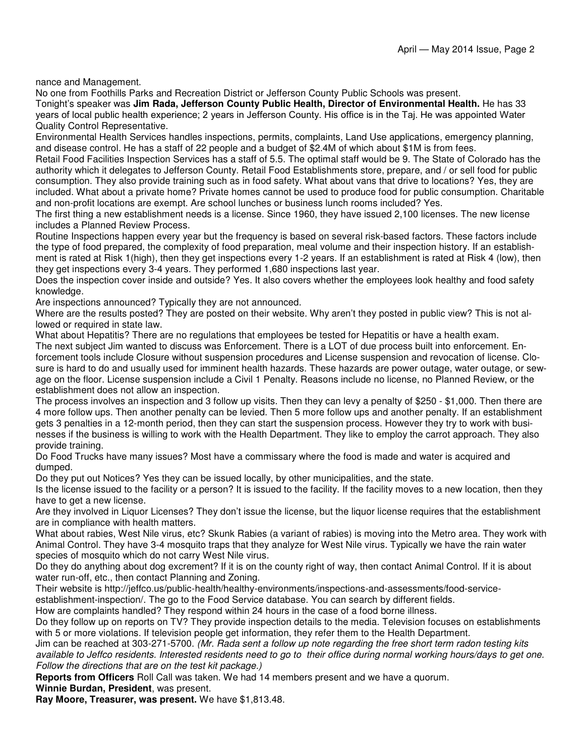nance and Management.

No one from Foothills Parks and Recreation District or Jefferson County Public Schools was present.

Tonight's speaker was **Jim Rada, Jefferson County Public Health, Director of Environmental Health.** He has 33 years of local public health experience; 2 years in Jefferson County. His office is in the Taj. He was appointed Water Quality Control Representative.

Environmental Health Services handles inspections, permits, complaints, Land Use applications, emergency planning, and disease control. He has a staff of 22 people and a budget of $2.4M of which about $1M is from fees.

Retail Food Facilities Inspection Services has a staff of 5.5. The optimal staff would be 9. The State of Colorado has the authority which it delegates to Jefferson County. Retail Food Establishments store, prepare, and / or sell food for public consumption. They also provide training such as in food safety. What about vans that drive to locations? Yes, they are included. What about a private home? Private homes cannot be used to produce food for public consumption. Charitable and non-profit locations are exempt. Are school lunches or business lunch rooms included? Yes.

The first thing a new establishment needs is a license. Since 1960, they have issued 2,100 licenses. The new license includes a Planned Review Process.

Routine Inspections happen every year but the frequency is based on several risk-based factors. These factors include the type of food prepared, the complexity of food preparation, meal volume and their inspection history. If an establishment is rated at Risk 1(high), then they get inspections every 1-2 years. If an establishment is rated at Risk 4 (low), then they get inspections every 3-4 years. They performed 1,680 inspections last year.

Does the inspection cover inside and outside? Yes. It also covers whether the employees look healthy and food safety knowledge.

Are inspections announced? Typically they are not announced.

Where are the results posted? They are posted on their website. Why aren't they posted in public view? This is not allowed or required in state law.

What about Hepatitis? There are no regulations that employees be tested for Hepatitis or have a health exam.

The next subject Jim wanted to discuss was Enforcement. There is a LOT of due process built into enforcement. Enforcement tools include Closure without suspension procedures and License suspension and revocation of license. Closure is hard to do and usually used for imminent health hazards. These hazards are power outage, water outage, or sewage on the floor. License suspension include a Civil 1 Penalty. Reasons include no license, no Planned Review, or the establishment does not allow an inspection.

The process involves an inspection and 3 follow up visits. Then they can levy a penalty of $250 - $1,000. Then there are 4 more follow ups. Then another penalty can be levied. Then 5 more follow ups and another penalty. If an establishment gets 3 penalties in a 12-month period, then they can start the suspension process. However they try to work with businesses if the business is willing to work with the Health Department. They like to employ the carrot approach. They also provide training.

Do Food Trucks have many issues? Most have a commissary where the food is made and water is acquired and dumped.

Do they put out Notices? Yes they can be issued locally, by other municipalities, and the state.

Is the license issued to the facility or a person? It is issued to the facility. If the facility moves to a new location, then they have to get a new license.

Are they involved in Liquor Licenses? They don't issue the license, but the liquor license requires that the establishment are in compliance with health matters.

What about rabies, West Nile virus, etc? Skunk Rabies (a variant of rabies) is moving into the Metro area. They work with Animal Control. They have 3-4 mosquito traps that they analyze for West Nile virus. Typically we have the rain water species of mosquito which do not carry West Nile virus.

Do they do anything about dog excrement? If it is on the county right of way, then contact Animal Control. If it is about water run-off, etc., then contact Planning and Zoning.

Their website is http://jeffco.us/public-health/healthy-environments/inspections-and-assessments/food-service-establishment-inspection/. The go to the Food Service database. You can search by different fields.

How are complaints handled? They respond within 24 hours in the case of a food borne illness.

Do they follow up on reports on TV? They provide inspection details to the media. Television focuses on establishments with 5 or more violations. If television people get information, they refer them to the Health Department.

Jim can be reached at 303-271-5700. *(Mr. Rada sent a follow up note regarding the free short term radon testing kits available to Jeffco residents. Interested residents need to go to their office during normal working hours/days to get one. Follow the directions that are on the test kit package.)*

**Reports from Officers** Roll Call was taken. We had 14 members present and we have a quorum.

**Winnie Burdan, President**, was present.

**Ray Moore, Treasurer, was present.** We have $1,813.48.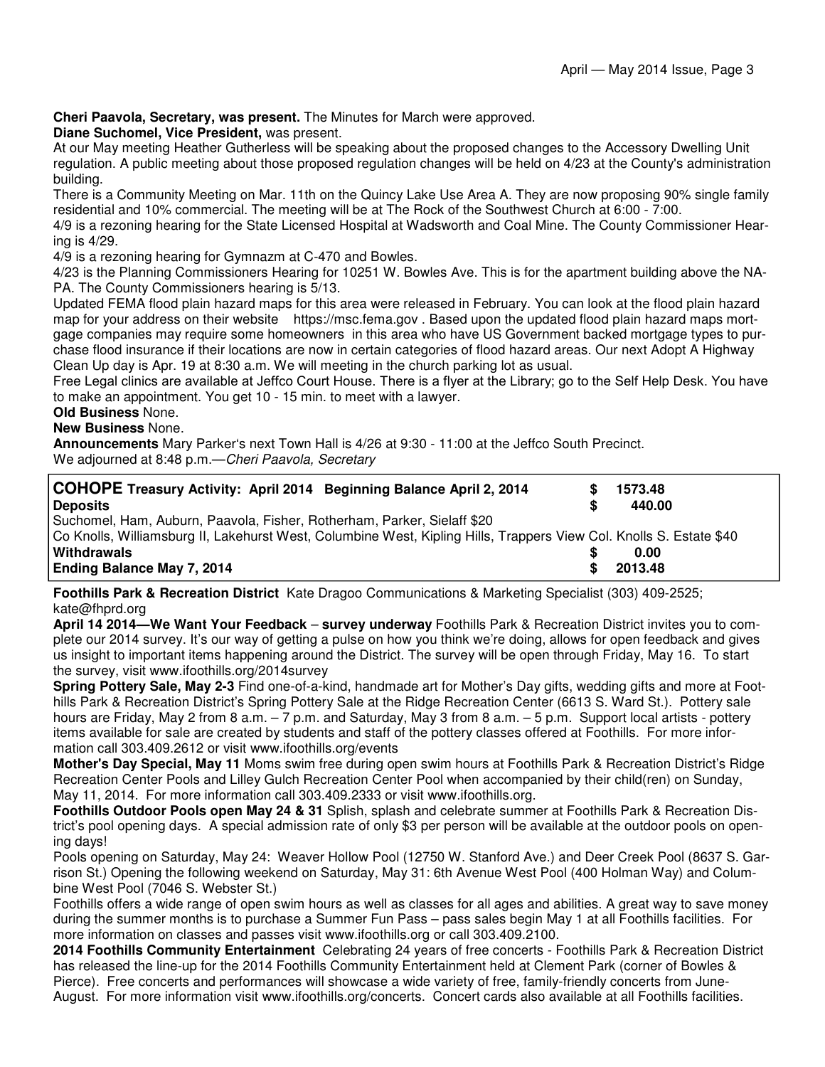**Cheri Paavola, Secretary, was present.** The Minutes for March were approved.

**Diane Suchomel, Vice President,** was present.

At our May meeting Heather Gutherless will be speaking about the proposed changes to the Accessory Dwelling Unit regulation. A public meeting about those proposed regulation changes will be held on 4/23 at the County's administration building.

There is a Community Meeting on Mar. 11th on the Quincy Lake Use Area A. They are now proposing 90% single family residential and 10% commercial. The meeting will be at The Rock of the Southwest Church at 6:00 - 7:00.

4/9 is a rezoning hearing for the State Licensed Hospital at Wadsworth and Coal Mine. The County Commissioner Hearing is 4/29.

4/9 is a rezoning hearing for Gymnazm at C-470 and Bowles.

4/23 is the Planning Commissioners Hearing for 10251 W. Bowles Ave. This is for the apartment building above the NAPA. The County Commissioners hearing is 5/13.

Updated FEMA flood plain hazard maps for this area were released in February. You can look at the flood plain hazard map for your address on their website https://msc.fema.gov . Based upon the updated flood plain hazard maps mortgage companies may require some homeowners in this area who have US Government backed mortgage types to purchase flood insurance if their locations are now in certain categories of flood hazard areas. Our next Adopt A Highway Clean Up day is Apr. 19 at 8:30 a.m. We will meeting in the church parking lot as usual.

Free Legal clinics are available at Jeffco Court House. There is a flyer at the Library; go to the Self Help Desk. You have to make an appointment. You get 10 - 15 min. to meet with a lawyer.

**Old Business** None.

**New Business** None.

**Announcements** Mary Parker's next Town Hall is 4/26 at 9:30 - 11:00 at the Jeffco South Precinct.

We adjourned at 8:48 p.m.—*Cheri Paavola, Secretary*

| **COHOPE Treasury Activity: April 2014 Beginning Balance April 2, 2014** | **$** | **1573.48** |
|---|---|---|
| **Deposits** | **$** | **440.00** |
| Suchomel, Ham, Auburn, Paavola, Fisher, Rotherham, Parker, Sielaff $20 | | |
| Co Knolls, Williamsburg II, Lakehurst West, Columbine West, Kipling Hills, Trappers View Col. Knolls S. Estate $40 | | |
| **Withdrawals** | **$** | **0.00** |
| **Ending Balance May 7, 2014** | **$** | **2013.48** |

**Foothills Park & Recreation District** Kate Dragoo Communications & Marketing Specialist (303) 409-2525; kate@fhprd.org

**April 14 2014—We Want Your Feedback – survey underway** Foothills Park & Recreation District invites you to complete our 2014 survey. It's our way of getting a pulse on how you think we're doing, allows for open feedback and gives us insight to important items happening around the District. The survey will be open through Friday, May 16. To start the survey, visit www.ifoothills.org/2014survey

**Spring Pottery Sale, May 2-3** Find one-of-a-kind, handmade art for Mother's Day gifts, wedding gifts and more at Foothills Park & Recreation District's Spring Pottery Sale at the Ridge Recreation Center (6613 S. Ward St.). Pottery sale hours are Friday, May 2 from 8 a.m. – 7 p.m. and Saturday, May 3 from 8 a.m. – 5 p.m. Support local artists - pottery items available for sale are created by students and staff of the pottery classes offered at Foothills. For more information call 303.409.2612 or visit www.ifoothills.org/events

**Mother's Day Special, May 11** Moms swim free during open swim hours at Foothills Park & Recreation District's Ridge Recreation Center Pools and Lilley Gulch Recreation Center Pool when accompanied by their child(ren) on Sunday, May 11, 2014. For more information call 303.409.2333 or visit www.ifoothills.org.

**Foothills Outdoor Pools open May 24 & 31** Splish, splash and celebrate summer at Foothills Park & Recreation District's pool opening days. A special admission rate of only $3 per person will be available at the outdoor pools on opening days!

Pools opening on Saturday, May 24: Weaver Hollow Pool (12750 W. Stanford Ave.) and Deer Creek Pool (8637 S. Garrison St.) Opening the following weekend on Saturday, May 31: 6th Avenue West Pool (400 Holman Way) and Columbine West Pool (7046 S. Webster St.)

Foothills offers a wide range of open swim hours as well as classes for all ages and abilities. A great way to save money during the summer months is to purchase a Summer Fun Pass – pass sales begin May 1 at all Foothills facilities. For more information on classes and passes visit www.ifoothills.org or call 303.409.2100.

**2014 Foothills Community Entertainment** Celebrating 24 years of free concerts - Foothills Park & Recreation District has released the line-up for the 2014 Foothills Community Entertainment held at Clement Park (corner of Bowles & Pierce). Free concerts and performances will showcase a wide variety of free, family-friendly concerts from June-August. For more information visit www.ifoothills.org/concerts. Concert cards also available at all Foothills facilities.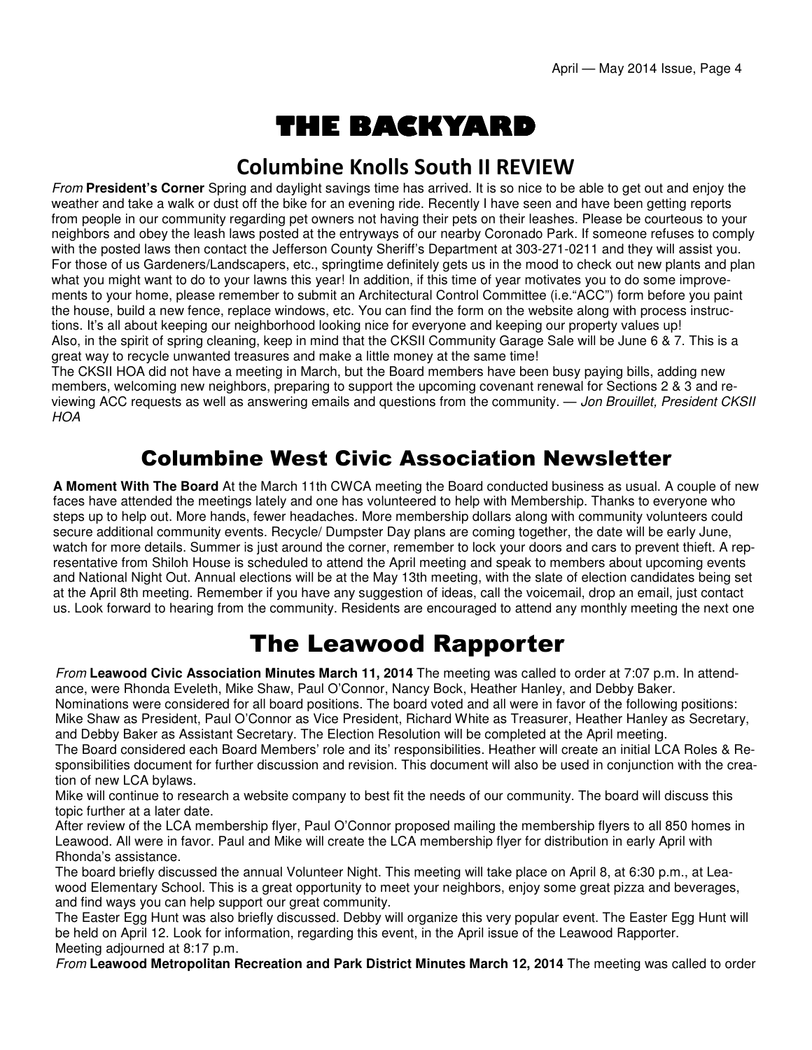# THE BACKYARD

## Columbine Knolls South II REVIEW

*From* **President's Corner** Spring and daylight savings time has arrived. It is so nice to be able to get out and enjoy the weather and take a walk or dust off the bike for an evening ride. Recently I have seen and have been getting reports from people in our community regarding pet owners not having their pets on their leashes. Please be courteous to your neighbors and obey the leash laws posted at the entryways of our nearby Coronado Park. If someone refuses to comply with the posted laws then contact the Jefferson County Sheriff's Department at 303-271-0211 and they will assist you. For those of us Gardeners/Landscapers, etc., springtime definitely gets us in the mood to check out new plants and plan what you might want to do to your lawns this year! In addition, if this time of year motivates you to do some improvements to your home, please remember to submit an Architectural Control Committee (i.e."ACC") form before you paint the house, build a new fence, replace windows, etc. You can find the form on the website along with process instructions. It's all about keeping our neighborhood looking nice for everyone and keeping our property values up!
Also, in the spirit of spring cleaning, keep in mind that the CKSII Community Garage Sale will be June 6 & 7. This is a great way to recycle unwanted treasures and make a little money at the same time!
The CKSII HOA did not have a meeting in March, but the Board members have been busy paying bills, adding new members, welcoming new neighbors, preparing to support the upcoming covenant renewal for Sections 2 & 3 and reviewing ACC requests as well as answering emails and questions from the community. — *Jon Brouillet, President CKSII HOA*

## Columbine West Civic Association Newsletter

**A Moment With The Board** At the March 11th CWCA meeting the Board conducted business as usual. A couple of new faces have attended the meetings lately and one has volunteered to help with Membership. Thanks to everyone who steps up to help out. More hands, fewer headaches. More membership dollars along with community volunteers could secure additional community events. Recycle/ Dumpster Day plans are coming together, the date will be early June, watch for more details. Summer is just around the corner, remember to lock your doors and cars to prevent thieft. A representative from Shiloh House is scheduled to attend the April meeting and speak to members about upcoming events and National Night Out. Annual elections will be at the May 13th meeting, with the slate of election candidates being set at the April 8th meeting. Remember if you have any suggestion of ideas, call the voicemail, drop an email, just contact us. Look forward to hearing from the community. Residents are encouraged to attend any monthly meeting the next one

## The Leawood Rapporter

*From* **Leawood Civic Association Minutes March 11, 2014** The meeting was called to order at 7:07 p.m. In attendance, were Rhonda Eveleth, Mike Shaw, Paul O'Connor, Nancy Bock, Heather Hanley, and Debby Baker.
Nominations were considered for all board positions. The board voted and all were in favor of the following positions: Mike Shaw as President, Paul O'Connor as Vice President, Richard White as Treasurer, Heather Hanley as Secretary, and Debby Baker as Assistant Secretary. The Election Resolution will be completed at the April meeting.
The Board considered each Board Members' role and its' responsibilities. Heather will create an initial LCA Roles & Responsibilities document for further discussion and revision. This document will also be used in conjunction with the creation of new LCA bylaws.
Mike will continue to research a website company to best fit the needs of our community. The board will discuss this topic further at a later date.
After review of the LCA membership flyer, Paul O'Connor proposed mailing the membership flyers to all 850 homes in Leawood. All were in favor. Paul and Mike will create the LCA membership flyer for distribution in early April with Rhonda's assistance.
The board briefly discussed the annual Volunteer Night. This meeting will take place on April 8, at 6:30 p.m., at Leawood Elementary School. This is a great opportunity to meet your neighbors, enjoy some great pizza and beverages, and find ways you can help support our great community.
The Easter Egg Hunt was also briefly discussed. Debby will organize this very popular event. The Easter Egg Hunt will be held on April 12. Look for information, regarding this event, in the April issue of the Leawood Rapporter.
Meeting adjourned at 8:17 p.m.

*From* **Leawood Metropolitan Recreation and Park District Minutes March 12, 2014** The meeting was called to order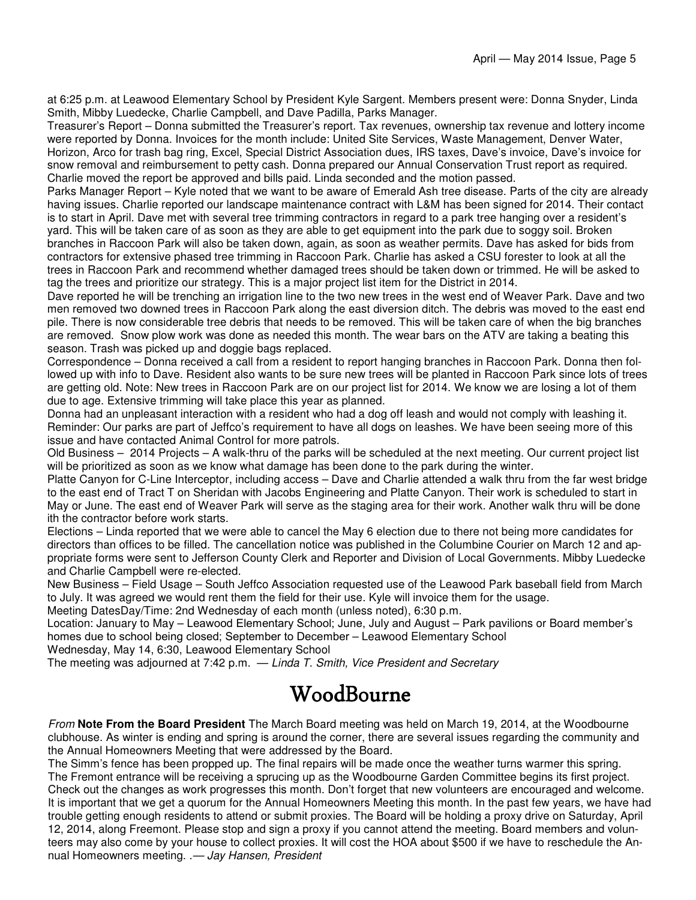at 6:25 p.m. at Leawood Elementary School by President Kyle Sargent. Members present were: Donna Snyder, Linda Smith, Mibby Luedecke, Charlie Campbell, and Dave Padilla, Parks Manager.

Treasurer's Report – Donna submitted the Treasurer's report. Tax revenues, ownership tax revenue and lottery income were reported by Donna. Invoices for the month include: United Site Services, Waste Management, Denver Water, Horizon, Arco for trash bag ring, Excel, Special District Association dues, IRS taxes, Dave's invoice, Dave's invoice for snow removal and reimbursement to petty cash. Donna prepared our Annual Conservation Trust report as required. Charlie moved the report be approved and bills paid. Linda seconded and the motion passed.

Parks Manager Report – Kyle noted that we want to be aware of Emerald Ash tree disease. Parts of the city are already having issues. Charlie reported our landscape maintenance contract with L&M has been signed for 2014. Their contact is to start in April. Dave met with several tree trimming contractors in regard to a park tree hanging over a resident's yard. This will be taken care of as soon as they are able to get equipment into the park due to soggy soil. Broken branches in Raccoon Park will also be taken down, again, as soon as weather permits. Dave has asked for bids from contractors for extensive phased tree trimming in Raccoon Park. Charlie has asked a CSU forester to look at all the trees in Raccoon Park and recommend whether damaged trees should be taken down or trimmed. He will be asked to tag the trees and prioritize our strategy. This is a major project list item for the District in 2014.

Dave reported he will be trenching an irrigation line to the two new trees in the west end of Weaver Park. Dave and two men removed two downed trees in Raccoon Park along the east diversion ditch. The debris was moved to the east end pile. There is now considerable tree debris that needs to be removed. This will be taken care of when the big branches are removed. Snow plow work was done as needed this month. The wear bars on the ATV are taking a beating this season. Trash was picked up and doggie bags replaced.

Correspondence – Donna received a call from a resident to report hanging branches in Raccoon Park. Donna then followed up with info to Dave. Resident also wants to be sure new trees will be planted in Raccoon Park since lots of trees are getting old. Note: New trees in Raccoon Park are on our project list for 2014. We know we are losing a lot of them due to age. Extensive trimming will take place this year as planned.

Donna had an unpleasant interaction with a resident who had a dog off leash and would not comply with leashing it. Reminder: Our parks are part of Jeffco's requirement to have all dogs on leashes. We have been seeing more of this issue and have contacted Animal Control for more patrols.

Old Business – 2014 Projects – A walk-thru of the parks will be scheduled at the next meeting. Our current project list will be prioritized as soon as we know what damage has been done to the park during the winter.

Platte Canyon for C-Line Interceptor, including access – Dave and Charlie attended a walk thru from the far west bridge to the east end of Tract T on Sheridan with Jacobs Engineering and Platte Canyon. Their work is scheduled to start in May or June. The east end of Weaver Park will serve as the staging area for their work. Another walk thru will be done ith the contractor before work starts.

Elections – Linda reported that we were able to cancel the May 6 election due to there not being more candidates for directors than offices to be filled. The cancellation notice was published in the Columbine Courier on March 12 and appropriate forms were sent to Jefferson County Clerk and Reporter and Division of Local Governments. Mibby Luedecke and Charlie Campbell were re-elected.

New Business – Field Usage – South Jeffco Association requested use of the Leawood Park baseball field from March to July. It was agreed we would rent them the field for their use. Kyle will invoice them for the usage.

Meeting DatesDay/Time: 2nd Wednesday of each month (unless noted), 6:30 p.m.

Location: January to May – Leawood Elementary School; June, July and August – Park pavilions or Board member's homes due to school being closed; September to December – Leawood Elementary School

Wednesday, May 14, 6:30, Leawood Elementary School

The meeting was adjourned at 7:42 p.m. — *Linda T. Smith, Vice President and Secretary*

# WoodBourne

*From* **Note From the Board President** The March Board meeting was held on March 19, 2014, at the Woodbourne clubhouse. As winter is ending and spring is around the corner, there are several issues regarding the community and the Annual Homeowners Meeting that were addressed by the Board.

The Simm's fence has been propped up. The final repairs will be made once the weather turns warmer this spring.

The Fremont entrance will be receiving a sprucing up as the Woodbourne Garden Committee begins its first project. Check out the changes as work progresses this month. Don't forget that new volunteers are encouraged and welcome.

It is important that we get a quorum for the Annual Homeowners Meeting this month. In the past few years, we have had trouble getting enough residents to attend or submit proxies. The Board will be holding a proxy drive on Saturday, April 12, 2014, along Freemont. Please stop and sign a proxy if you cannot attend the meeting. Board members and volunteers may also come by your house to collect proxies. It will cost the HOA about $500 if we have to reschedule the Annual Homeowners meeting. .— *Jay Hansen, President*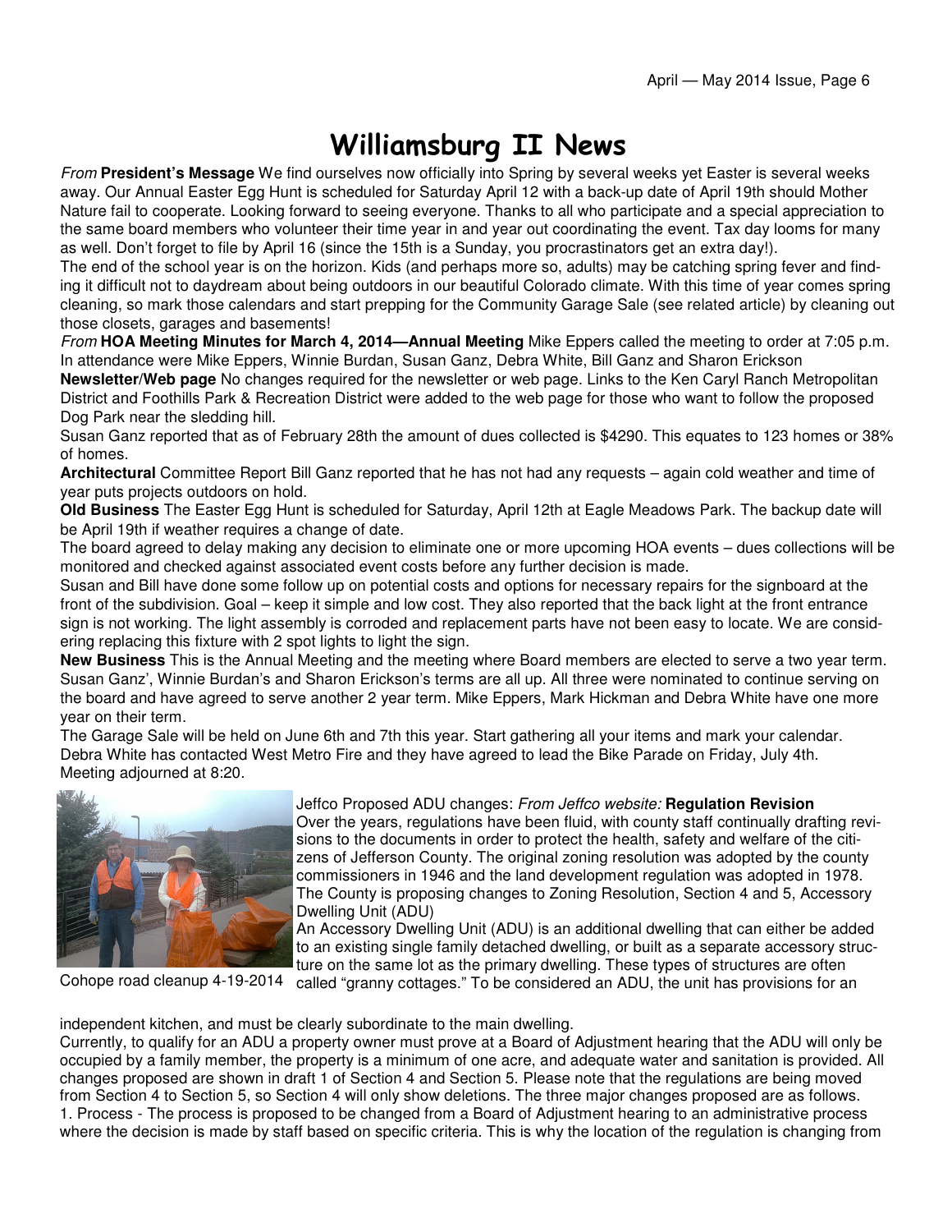# Williamsburg II News

*From* **President's Message** We find ourselves now officially into Spring by several weeks yet Easter is several weeks away. Our Annual Easter Egg Hunt is scheduled for Saturday April 12 with a back-up date of April 19th should Mother Nature fail to cooperate. Looking forward to seeing everyone. Thanks to all who participate and a special appreciation to the same board members who volunteer their time year in and year out coordinating the event. Tax day looms for many as well. Don't forget to file by April 16 (since the 15th is a Sunday, you procrastinators get an extra day!).

The end of the school year is on the horizon. Kids (and perhaps more so, adults) may be catching spring fever and finding it difficult not to daydream about being outdoors in our beautiful Colorado climate. With this time of year comes spring cleaning, so mark those calendars and start prepping for the Community Garage Sale (see related article) by cleaning out those closets, garages and basements!

*From* **HOA Meeting Minutes for March 4, 2014—Annual Meeting** Mike Eppers called the meeting to order at 7:05 p.m. In attendance were Mike Eppers, Winnie Burdan, Susan Ganz, Debra White, Bill Ganz and Sharon Erickson

**Newsletter/Web page** No changes required for the newsletter or web page. Links to the Ken Caryl Ranch Metropolitan District and Foothills Park & Recreation District were added to the web page for those who want to follow the proposed Dog Park near the sledding hill.

Susan Ganz reported that as of February 28th the amount of dues collected is $4290. This equates to 123 homes or 38% of homes.

**Architectural** Committee Report Bill Ganz reported that he has not had any requests – again cold weather and time of year puts projects outdoors on hold.

**Old Business** The Easter Egg Hunt is scheduled for Saturday, April 12th at Eagle Meadows Park. The backup date will be April 19th if weather requires a change of date.

The board agreed to delay making any decision to eliminate one or more upcoming HOA events – dues collections will be monitored and checked against associated event costs before any further decision is made.

Susan and Bill have done some follow up on potential costs and options for necessary repairs for the signboard at the front of the subdivision. Goal – keep it simple and low cost. They also reported that the back light at the front entrance sign is not working. The light assembly is corroded and replacement parts have not been easy to locate. We are considering replacing this fixture with 2 spot lights to light the sign.

**New Business** This is the Annual Meeting and the meeting where Board members are elected to serve a two year term. Susan Ganz', Winnie Burdan's and Sharon Erickson's terms are all up. All three were nominated to continue serving on the board and have agreed to serve another 2 year term. Mike Eppers, Mark Hickman and Debra White have one more year on their term.

The Garage Sale will be held on June 6th and 7th this year. Start gathering all your items and mark your calendar. Debra White has contacted West Metro Fire and they have agreed to lead the Bike Parade on Friday, July 4th. Meeting adjourned at 8:20.

Cohope road cleanup 4-19-2014

Jeffco Proposed ADU changes: *From Jeffco website:* **Regulation Revision**
Over the years, regulations have been fluid, with county staff continually drafting revisions to the documents in order to protect the health, safety and welfare of the citizens of Jefferson County. The original zoning resolution was adopted by the county commissioners in 1946 and the land development regulation was adopted in 1978. The County is proposing changes to Zoning Resolution, Section 4 and 5, Accessory Dwelling Unit (ADU)

An Accessory Dwelling Unit (ADU) is an additional dwelling that can either be added to an existing single family detached dwelling, or built as a separate accessory structure on the same lot as the primary dwelling. These types of structures are often called "granny cottages." To be considered an ADU, the unit has provisions for an independent kitchen, and must be clearly subordinate to the main dwelling.

Currently, to qualify for an ADU a property owner must prove at a Board of Adjustment hearing that the ADU will only be occupied by a family member, the property is a minimum of one acre, and adequate water and sanitation is provided. All changes proposed are shown in draft 1 of Section 4 and Section 5. Please note that the regulations are being moved from Section 4 to Section 5, so Section 4 will only show deletions. The three major changes proposed are as follows.

1. Process - The process is proposed to be changed from a Board of Adjustment hearing to an administrative process where the decision is made by staff based on specific criteria. This is why the location of the regulation is changing from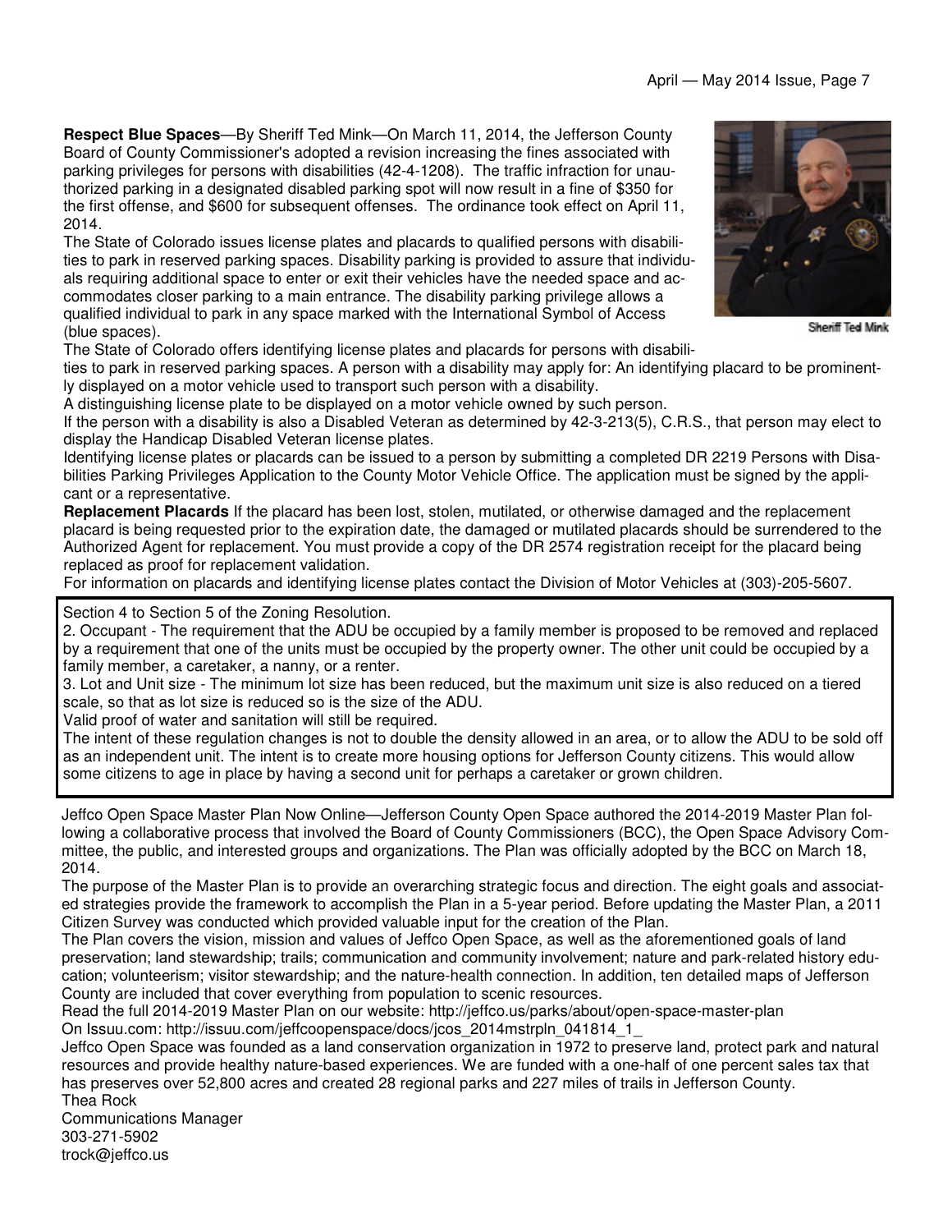**Respect Blue Spaces**—By Sheriff Ted Mink—On March 11, 2014, the Jefferson County Board of County Commissioner's adopted a revision increasing the fines associated with parking privileges for persons with disabilities (42-4-1208). The traffic infraction for unauthorized parking in a designated disabled parking spot will now result in a fine of $350 for the first offense, and $600 for subsequent offenses. The ordinance took effect on April 11, 2014.

The State of Colorado issues license plates and placards to qualified persons with disabilities to park in reserved parking spaces. Disability parking is provided to assure that individuals requiring additional space to enter or exit their vehicles have the needed space and accommodates closer parking to a main entrance. The disability parking privilege allows a qualified individual to park in any space marked with the International Symbol of Access (blue spaces).

Sheriff Ted Mink

The State of Colorado offers identifying license plates and placards for persons with disabilities to park in reserved parking spaces. A person with a disability may apply for: An identifying placard to be prominently displayed on a motor vehicle used to transport such person with a disability.

A distinguishing license plate to be displayed on a motor vehicle owned by such person.

If the person with a disability is also a Disabled Veteran as determined by 42-3-213(5), C.R.S., that person may elect to display the Handicap Disabled Veteran license plates.

Identifying license plates or placards can be issued to a person by submitting a completed DR 2219 Persons with Disabilities Parking Privileges Application to the County Motor Vehicle Office. The application must be signed by the applicant or a representative.

**Replacement Placards** If the placard has been lost, stolen, mutilated, or otherwise damaged and the replacement placard is being requested prior to the expiration date, the damaged or mutilated placards should be surrendered to the Authorized Agent for replacement. You must provide a copy of the DR 2574 registration receipt for the placard being replaced as proof for replacement validation.

For information on placards and identifying license plates contact the Division of Motor Vehicles at (303)-205-5607.

---

Section 4 to Section 5 of the Zoning Resolution.

2. Occupant - The requirement that the ADU be occupied by a family member is proposed to be removed and replaced by a requirement that one of the units must be occupied by the property owner. The other unit could be occupied by a family member, a caretaker, a nanny, or a renter.

3. Lot and Unit size - The minimum lot size has been reduced, but the maximum unit size is also reduced on a tiered scale, so that as lot size is reduced so is the size of the ADU.

Valid proof of water and sanitation will still be required.

The intent of these regulation changes is not to double the density allowed in an area, or to allow the ADU to be sold off as an independent unit. The intent is to create more housing options for Jefferson County citizens. This would allow some citizens to age in place by having a second unit for perhaps a caretaker or grown children.

---

Jeffco Open Space Master Plan Now Online—Jefferson County Open Space authored the 2014-2019 Master Plan following a collaborative process that involved the Board of County Commissioners (BCC), the Open Space Advisory Committee, the public, and interested groups and organizations. The Plan was officially adopted by the BCC on March 18, 2014.

The purpose of the Master Plan is to provide an overarching strategic focus and direction. The eight goals and associated strategies provide the framework to accomplish the Plan in a 5-year period. Before updating the Master Plan, a 2011 Citizen Survey was conducted which provided valuable input for the creation of the Plan.

The Plan covers the vision, mission and values of Jeffco Open Space, as well as the aforementioned goals of land preservation; land stewardship; trails; communication and community involvement; nature and park-related history education; volunteerism; visitor stewardship; and the nature-health connection. In addition, ten detailed maps of Jefferson County are included that cover everything from population to scenic resources.

Read the full 2014-2019 Master Plan on our website: http://jeffco.us/parks/about/open-space-master-plan

On Issuu.com: http://issuu.com/jeffcoopenspace/docs/jcos_2014mstrpln_041814_1_

Jeffco Open Space was founded as a land conservation organization in 1972 to preserve land, protect park and natural resources and provide healthy nature-based experiences. We are funded with a one-half of one percent sales tax that has preserves over 52,800 acres and created 28 regional parks and 227 miles of trails in Jefferson County.

Thea Rock  
Communications Manager  
303-271-5902  
trock@jeffco.us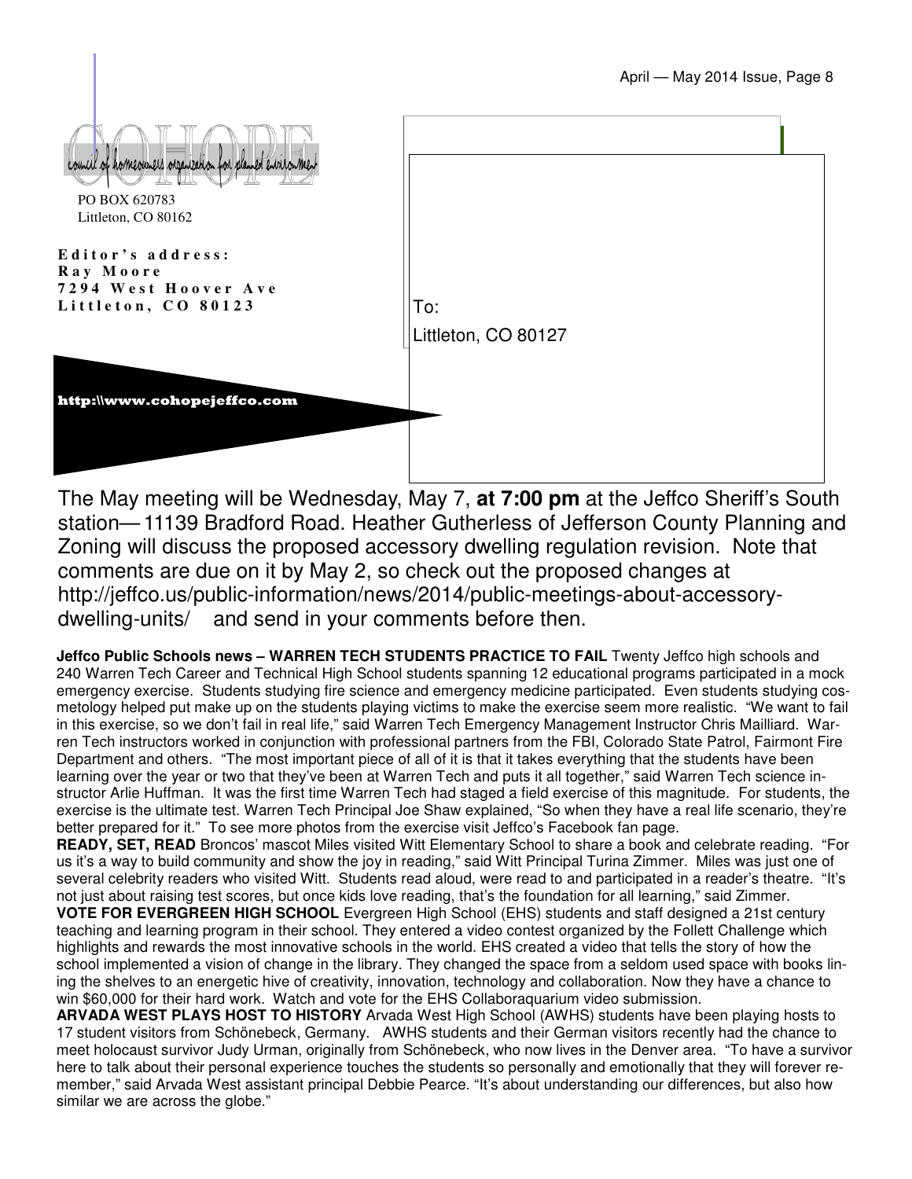COHOPE

council of homeowners organization for planned environment

PO BOX 620783
Littleton, CO 80162

**Editor's address:**
**Ray Moore**
**7294 West Hoover Ave**
**Littleton, CO 80123**

**http:\\www.cohopejeffco.com**

To:

Littleton, CO 80127

The May meeting will be Wednesday, May 7, **at 7:00 pm** at the Jeffco Sheriff's South station— 11139 Bradford Road. Heather Gutherless of Jefferson County Planning and Zoning will discuss the proposed accessory dwelling regulation revision. Note that comments are due on it by May 2, so check out the proposed changes at http://jeffco.us/public-information/news/2014/public-meetings-about-accessory-dwelling-units/ and send in your comments before then.

**Jeffco Public Schools news – WARREN TECH STUDENTS PRACTICE TO FAIL** Twenty Jeffco high schools and 240 Warren Tech Career and Technical High School students spanning 12 educational programs participated in a mock emergency exercise. Students studying fire science and emergency medicine participated. Even students studying cosmetology helped put make up on the students playing victims to make the exercise seem more realistic. "We want to fail in this exercise, so we don't fail in real life," said Warren Tech Emergency Management Instructor Chris Mailliard. Warren Tech instructors worked in conjunction with professional partners from the FBI, Colorado State Patrol, Fairmont Fire Department and others. "The most important piece of all of it is that it takes everything that the students have been learning over the year or two that they've been at Warren Tech and puts it all together," said Warren Tech science instructor Arlie Huffman. It was the first time Warren Tech had staged a field exercise of this magnitude. For students, the exercise is the ultimate test. Warren Tech Principal Joe Shaw explained, "So when they have a real life scenario, they're better prepared for it." To see more photos from the exercise visit Jeffco's Facebook fan page.

**READY, SET, READ** Broncos' mascot Miles visited Witt Elementary School to share a book and celebrate reading. "For us it's a way to build community and show the joy in reading," said Witt Principal Turina Zimmer. Miles was just one of several celebrity readers who visited Witt. Students read aloud, were read to and participated in a reader's theatre. "It's not just about raising test scores, but once kids love reading, that's the foundation for all learning," said Zimmer.

**VOTE FOR EVERGREEN HIGH SCHOOL** Evergreen High School (EHS) students and staff designed a 21st century teaching and learning program in their school. They entered a video contest organized by the Follett Challenge which highlights and rewards the most innovative schools in the world. EHS created a video that tells the story of how the school implemented a vision of change in the library. They changed the space from a seldom used space with books lining the shelves to an energetic hive of creativity, innovation, technology and collaboration. Now they have a chance to win $60,000 for their hard work. Watch and vote for the EHS Collaboraquarium video submission.

**ARVADA WEST PLAYS HOST TO HISTORY** Arvada West High School (AWHS) students have been playing hosts to 17 student visitors from Schönebeck, Germany. AWHS students and their German visitors recently had the chance to meet holocaust survivor Judy Urman, originally from Schönebeck, who now lives in the Denver area. "To have a survivor here to talk about their personal experience touches the students so personally and emotionally that they will forever remember," said Arvada West assistant principal Debbie Pearce. "It's about understanding our differences, but also how similar we are across the globe."